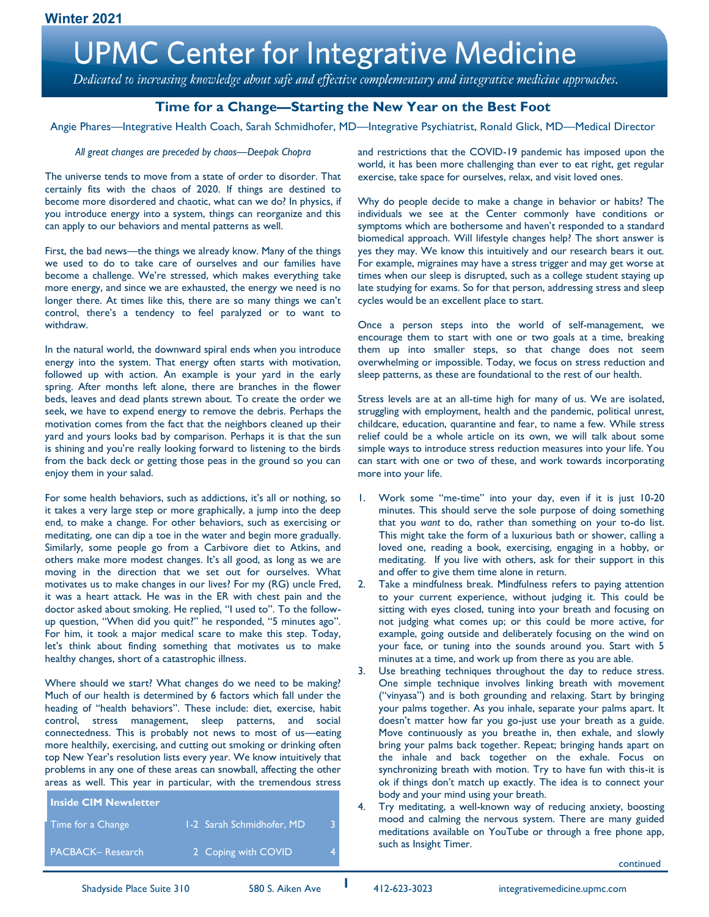Winter 2021

# UPMC Center for Integrative Medicine

*Dedicated to increasing knowledge about safe and effective complementary and integrative medicine approaches.*

## Time for a Change—Starting the New Year on the Best Foot

Angie Phares—Integrative Health Coach, Sarah Schmidhofer, MD—Integrative Psychiatrist, Ronald Glick, MD—Medical Director

*All great changes are preceded by chaos—Deepak Chopra*

The universe tends to move from a state of order to disorder. That certainly fits with the chaos of 2020. If things are destined to become more disordered and chaotic, what can we do? In physics, if you introduce energy into a system, things can reorganize and this can apply to our behaviors and mental patterns as well.

First, the bad news—the things we already know. Many of the things we used to do to take care of ourselves and our families have become a challenge. We're stressed, which makes everything take more energy, and since we are exhausted, the energy we need is no longer there. At times like this, there are so many things we can't control, there's a tendency to feel paralyzed or to want to withdraw.

In the natural world, the downward spiral ends when you introduce energy into the system. That energy often starts with motivation, followed up with action. An example is your yard in the early spring. After months left alone, there are branches in the flower beds, leaves and dead plants strewn about. To create the order we seek, we have to expend energy to remove the debris. Perhaps the motivation comes from the fact that the neighbors cleaned up their yard and yours looks bad by comparison. Perhaps it is that the sun is shining and you're really looking forward to listening to the birds from the back deck or getting those peas in the ground so you can enjoy them in your salad.

For some health behaviors, such as addictions, it's all or nothing, so it takes a very large step or more graphically, a jump into the deep end, to make a change. For other behaviors, such as exercising or meditating, one can dip a toe in the water and begin more gradually. Similarly, some people go from a Carbivore diet to Atkins, and others make more modest changes. It's all good, as long as we are moving in the direction that we set out for ourselves. What motivates us to make changes in our lives? For my (RG) uncle Fred, it was a heart attack. He was in the ER with chest pain and the doctor asked about smoking. He replied, "I used to". To the follow-up question, "When did you quit?" he responded, "5 minutes ago". For him, it took a major medical scare to make this step. Today, let's think about finding something that motivates us to make healthy changes, short of a catastrophic illness.

Where should we start? What changes do we need to be making? Much of our health is determined by 6 factors which fall under the heading of "health behaviors". These include: diet, exercise, habit control, stress management, sleep patterns, and social connectedness. This is probably not news to most of us—eating more healthily, exercising, and cutting out smoking or drinking often top New Year's resolution lists every year. We know intuitively that problems in any one of these areas can snowball, affecting the other areas as well. This year in particular, with the tremendous stress and restrictions that the COVID-19 pandemic has imposed upon the world, it has been more challenging than ever to eat right, get regular exercise, take space for ourselves, relax, and visit loved ones.

Why do people decide to make a change in behavior or habits? The individuals we see at the Center commonly have conditions or symptoms which are bothersome and haven't responded to a standard biomedical approach. Will lifestyle changes help? The short answer is yes they may. We know this intuitively and our research bears it out. For example, migraines may have a stress trigger and may get worse at times when our sleep is disrupted, such as a college student staying up late studying for exams. So for that person, addressing stress and sleep cycles would be an excellent place to start.

Once a person steps into the world of self-management, we encourage them to start with one or two goals at a time, breaking them up into smaller steps, so that change does not seem overwhelming or impossible. Today, we focus on stress reduction and sleep patterns, as these are foundational to the rest of our health.

Stress levels are at an all-time high for many of us. We are isolated, struggling with employment, health and the pandemic, political unrest, childcare, education, quarantine and fear, to name a few. While stress relief could be a whole article on its own, we will talk about some simple ways to introduce stress reduction measures into your life. You can start with one or two of these, and work towards incorporating more into your life.

1. Work some "me-time" into your day, even if it is just 10-20 minutes. This should serve the sole purpose of doing something that you *want* to do, rather than something on your to-do list. This might take the form of a luxurious bath or shower, calling a loved one, reading a book, exercising, engaging in a hobby, or meditating. If you live with others, ask for their support in this and offer to give them time alone in return.
2. Take a mindfulness break. Mindfulness refers to paying attention to your current experience, without judging it. This could be sitting with eyes closed, tuning into your breath and focusing on not judging what comes up; or this could be more active, for example, going outside and deliberately focusing on the wind on your face, or tuning into the sounds around you. Start with 5 minutes at a time, and work up from there as you are able.
3. Use breathing techniques throughout the day to reduce stress. One simple technique involves linking breath with movement ("vinyasa") and is both grounding and relaxing. Start by bringing your palms together. As you inhale, separate your palms apart. It doesn't matter how far you go-just use your breath as a guide. Move continuously as you breathe in, then exhale, and slowly bring your palms back together. Repeat; bringing hands apart on the inhale and back together on the exhale. Focus on synchronizing breath with motion. Try to have fun with this-it is ok if things don't match up exactly. The idea is to connect your body and your mind using your breath.
4. Try meditating, a well-known way of reducing anxiety, boosting mood and calming the nervous system. There are many guided meditations available on YouTube or through a free phone app, such as Insight Timer.

continued

| Inside CIM Newsletter | | | |
|---|---|---|---|
| Time for a Change | 1-2 | Sarah Schmidhofer, MD | 3 |
| PACBACK– Research | 2 | Coping with COVID | 4 |

Shadyside Place Suite 310 | 580 S. Aiken Ave | 412-623-3023 | integrativemedicine.upmc.com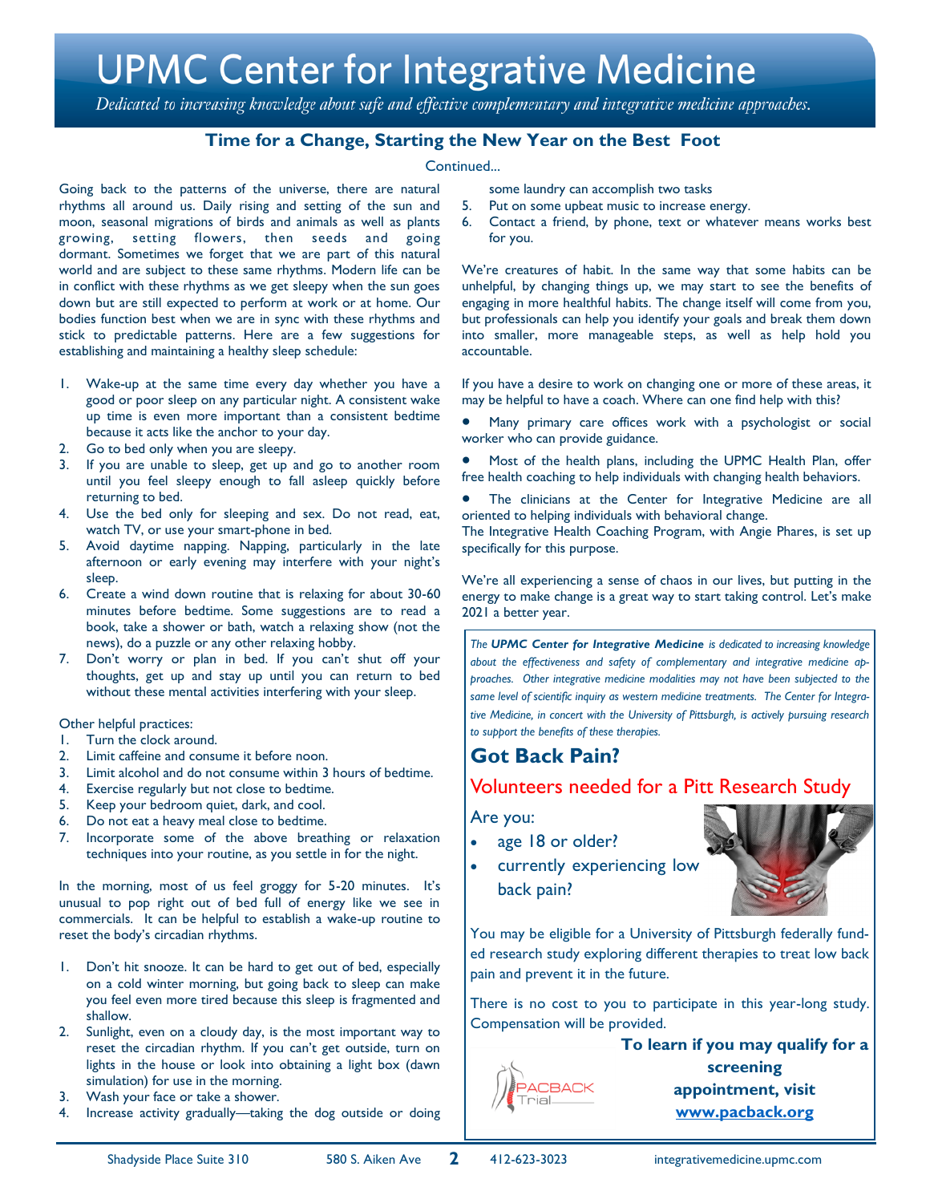# UPMC Center for Integrative Medicine

*Dedicated to increasing knowledge about safe and effective complementary and integrative medicine approaches.*

## Time for a Change, Starting the New Year on the Best Foot

Continued...

Going back to the patterns of the universe, there are natural rhythms all around us. Daily rising and setting of the sun and moon, seasonal migrations of birds and animals as well as plants growing, setting flowers, then seeds and going dormant. Sometimes we forget that we are part of this natural world and are subject to these same rhythms. Modern life can be in conflict with these rhythms as we get sleepy when the sun goes down but are still expected to perform at work or at home. Our bodies function best when we are in sync with these rhythms and stick to predictable patterns. Here are a few suggestions for establishing and maintaining a healthy sleep schedule:

1. Wake-up at the same time every day whether you have a good or poor sleep on any particular night. A consistent wake up time is even more important than a consistent bedtime because it acts like the anchor to your day.
2. Go to bed only when you are sleepy.
3. If you are unable to sleep, get up and go to another room until you feel sleepy enough to fall asleep quickly before returning to bed.
4. Use the bed only for sleeping and sex. Do not read, eat, watch TV, or use your smart-phone in bed.
5. Avoid daytime napping. Napping, particularly in the late afternoon or early evening may interfere with your night's sleep.
6. Create a wind down routine that is relaxing for about 30-60 minutes before bedtime. Some suggestions are to read a book, take a shower or bath, watch a relaxing show (not the news), do a puzzle or any other relaxing hobby.
7. Don't worry or plan in bed. If you can't shut off your thoughts, get up and stay up until you can return to bed without these mental activities interfering with your sleep.

Other helpful practices:

1. Turn the clock around.
2. Limit caffeine and consume it before noon.
3. Limit alcohol and do not consume within 3 hours of bedtime.
4. Exercise regularly but not close to bedtime.
5. Keep your bedroom quiet, dark, and cool.
6. Do not eat a heavy meal close to bedtime.
7. Incorporate some of the above breathing or relaxation techniques into your routine, as you settle in for the night.

In the morning, most of us feel groggy for 5-20 minutes. It's unusual to pop right out of bed full of energy like we see in commercials. It can be helpful to establish a wake-up routine to reset the body's circadian rhythms.

1. Don't hit snooze. It can be hard to get out of bed, especially on a cold winter morning, but going back to sleep can make you feel even more tired because this sleep is fragmented and shallow.
2. Sunlight, even on a cloudy day, is the most important way to reset the circadian rhythm. If you can't get outside, turn on lights in the house or look into obtaining a light box (dawn simulation) for use in the morning.
3. Wash your face or take a shower.
4. Increase activity gradually—taking the dog outside or doing some laundry can accomplish two tasks
5. Put on some upbeat music to increase energy.
6. Contact a friend, by phone, text or whatever means works best for you.

We're creatures of habit. In the same way that some habits can be unhelpful, by changing things up, we may start to see the benefits of engaging in more healthful habits. The change itself will come from you, but professionals can help you identify your goals and break them down into smaller, more manageable steps, as well as help hold you accountable.

If you have a desire to work on changing one or more of these areas, it may be helpful to have a coach. Where can one find help with this?

- Many primary care offices work with a psychologist or social worker who can provide guidance.
- Most of the health plans, including the UPMC Health Plan, offer free health coaching to help individuals with changing health behaviors.
- The clinicians at the Center for Integrative Medicine are all oriented to helping individuals with behavioral change.

The Integrative Health Coaching Program, with Angie Phares, is set up specifically for this purpose.

We're all experiencing a sense of chaos in our lives, but putting in the energy to make change is a great way to start taking control. Let's make 2021 a better year.

*The **UPMC Center for Integrative Medicine** is dedicated to increasing knowledge about the effectiveness and safety of complementary and integrative medicine approaches. Other integrative medicine modalities may not have been subjected to the same level of scientific inquiry as western medicine treatments. The Center for Integrative Medicine, in concert with the University of Pittsburgh, is actively pursuing research to support the benefits of these therapies.*

## Got Back Pain?

### Volunteers needed for a Pitt Research Study

Are you:

- age 18 or older?
- currently experiencing low back pain?

You may be eligible for a University of Pittsburgh federally funded research study exploring different therapies to treat low back pain and prevent it in the future.

There is no cost to you to participate in this year-long study. Compensation will be provided.

PACBACK Trial

**To learn if you may qualify for a screening appointment, visit [www.pacback.org](www.pacback.org)**

Shadyside Place Suite 310 | 580 S. Aiken Ave | 412-623-3023 | integrativemedicine.upmc.com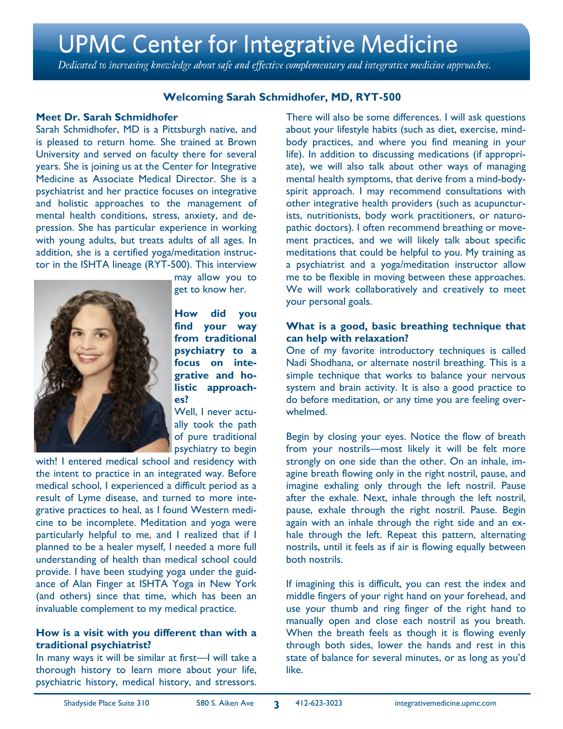# UPMC Center for Integrative Medicine

*Dedicated to increasing knowledge about safe and effective complementary and integrative medicine approaches.*

## Welcoming Sarah Schmidhofer, MD, RYT-500

### Meet Dr. Sarah Schmidhofer

Sarah Schmidhofer, MD is a Pittsburgh native, and is pleased to return home. She trained at Brown University and served on faculty there for several years. She is joining us at the Center for Integrative Medicine as Associate Medical Director. She is a psychiatrist and her practice focuses on integrative and holistic approaches to the management of mental health conditions, stress, anxiety, and depression. She has particular experience in working with young adults, but treats adults of all ages. In addition, she is a certified yoga/meditation instructor in the ISHTA lineage (RYT-500). This interview may allow you to get to know her.

**How did you find your way from traditional psychiatry to a focus on integrative and holistic approaches?**

Well, I never actually took the path of pure traditional psychiatry to begin with! I entered medical school and residency with the intent to practice in an integrated way. Before medical school, I experienced a difficult period as a result of Lyme disease, and turned to more integrative practices to heal, as I found Western medicine to be incomplete. Meditation and yoga were particularly helpful to me, and I realized that if I planned to be a healer myself, I needed a more full understanding of health than medical school could provide. I have been studying yoga under the guidance of Alan Finger at ISHTA Yoga in New York (and others) since that time, which has been an invaluable complement to my medical practice.

**How is a visit with you different than with a traditional psychiatrist?**

In many ways it will be similar at first—I will take a thorough history to learn more about your life, psychiatric history, medical history, and stressors. There will also be some differences. I will ask questions about your lifestyle habits (such as diet, exercise, mind-body practices, and where you find meaning in your life). In addition to discussing medications (if appropriate), we will also talk about other ways of managing mental health symptoms, that derive from a mind-body-spirit approach. I may recommend consultations with other integrative health providers (such as acupuncturists, nutritionists, body work practitioners, or naturopathic doctors). I often recommend breathing or movement practices, and we will likely talk about specific meditations that could be helpful to you. My training as a psychiatrist and a yoga/meditation instructor allow me to be flexible in moving between these approaches. We will work collaboratively and creatively to meet your personal goals.

**What is a good, basic breathing technique that can help with relaxation?**

One of my favorite introductory techniques is called Nadi Shodhana, or alternate nostril breathing. This is a simple technique that works to balance your nervous system and brain activity. It is also a good practice to do before meditation, or any time you are feeling overwhelmed.

Begin by closing your eyes. Notice the flow of breath from your nostrils—most likely it will be felt more strongly on one side than the other. On an inhale, imagine breath flowing only in the right nostril, pause, and imagine exhaling only through the left nostril. Pause after the exhale. Next, inhale through the left nostril, pause, exhale through the right nostril. Pause. Begin again with an inhale through the right side and an exhale through the left. Repeat this pattern, alternating nostrils, until it feels as if air is flowing equally between both nostrils.

If imagining this is difficult, you can rest the index and middle fingers of your right hand on your forehead, and use your thumb and ring finger of the right hand to manually open and close each nostril as you breath. When the breath feels as though it is flowing evenly through both sides, lower the hands and rest in this state of balance for several minutes, or as long as you'd like.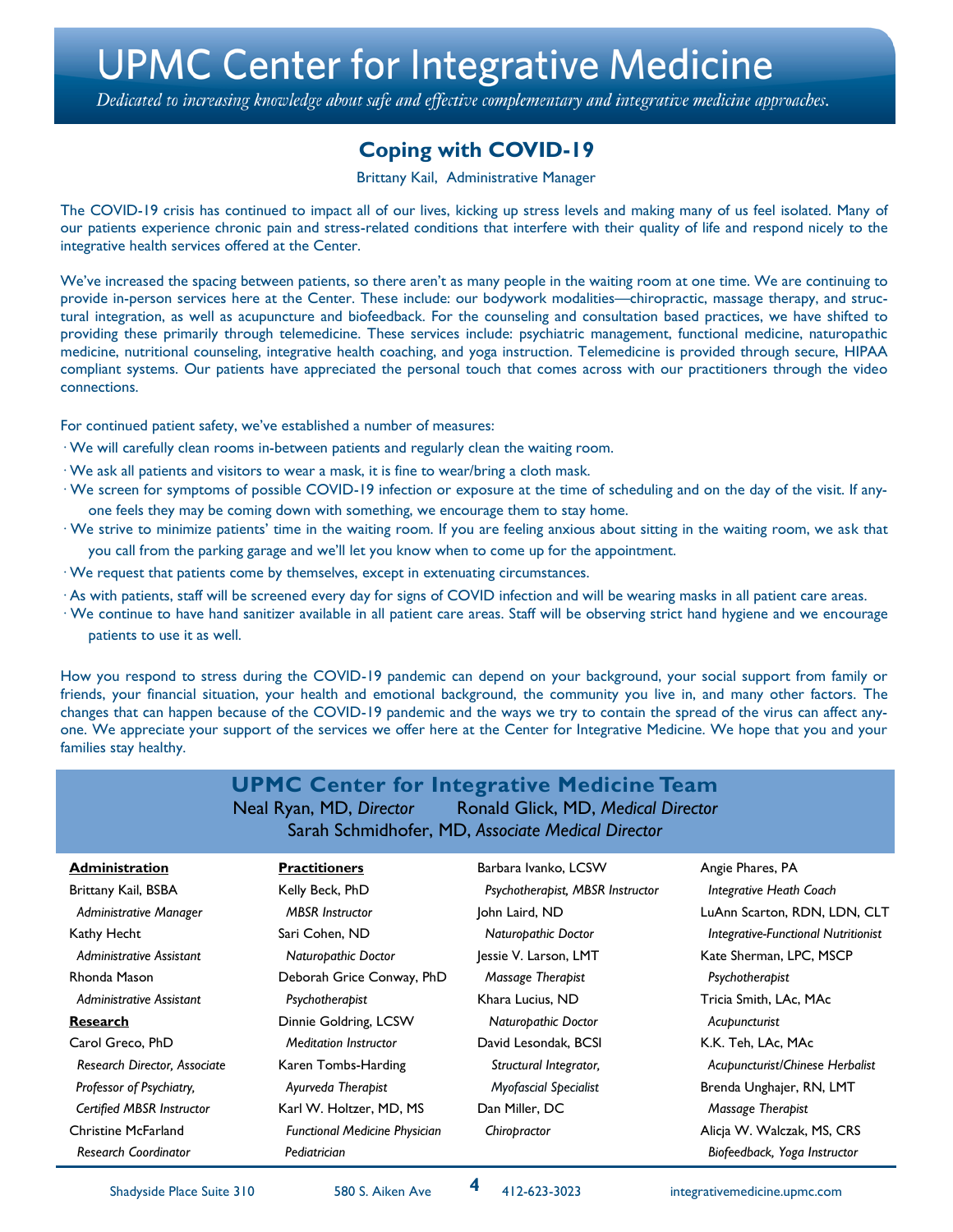# UPMC Center for Integrative Medicine

*Dedicated to increasing knowledge about safe and effective complementary and integrative medicine approaches.*

## Coping with COVID-19

Brittany Kail, Administrative Manager

The COVID-19 crisis has continued to impact all of our lives, kicking up stress levels and making many of us feel isolated. Many of our patients experience chronic pain and stress-related conditions that interfere with their quality of life and respond nicely to the integrative health services offered at the Center.

We've increased the spacing between patients, so there aren't as many people in the waiting room at one time. We are continuing to provide in-person services here at the Center. These include: our bodywork modalities—chiropractic, massage therapy, and structural integration, as well as acupuncture and biofeedback. For the counseling and consultation based practices, we have shifted to providing these primarily through telemedicine. These services include: psychiatric management, functional medicine, naturopathic medicine, nutritional counseling, integrative health coaching, and yoga instruction. Telemedicine is provided through secure, HIPAA compliant systems. Our patients have appreciated the personal touch that comes across with our practitioners through the video connections.

For continued patient safety, we've established a number of measures:

- We will carefully clean rooms in-between patients and regularly clean the waiting room.
- We ask all patients and visitors to wear a mask, it is fine to wear/bring a cloth mask.
- We screen for symptoms of possible COVID-19 infection or exposure at the time of scheduling and on the day of the visit. If anyone feels they may be coming down with something, we encourage them to stay home.
- We strive to minimize patients' time in the waiting room. If you are feeling anxious about sitting in the waiting room, we ask that you call from the parking garage and we'll let you know when to come up for the appointment.
- We request that patients come by themselves, except in extenuating circumstances.
- As with patients, staff will be screened every day for signs of COVID infection and will be wearing masks in all patient care areas.
- We continue to have hand sanitizer available in all patient care areas. Staff will be observing strict hand hygiene and we encourage patients to use it as well.

How you respond to stress during the COVID-19 pandemic can depend on your background, your social support from family or friends, your financial situation, your health and emotional background, the community you live in, and many other factors. The changes that can happen because of the COVID-19 pandemic and the ways we try to contain the spread of the virus can affect anyone. We appreciate your support of the services we offer here at the Center for Integrative Medicine. We hope that you and your families stay healthy.

## UPMC Center for Integrative Medicine Team

Neal Ryan, MD, *Director*
Ronald Glick, MD, *Medical Director*
Sarah Schmidhofer, MD, *Associate Medical Director*

**Administration**

Brittany Kail, BSBA
*Administrative Manager*

Kathy Hecht
*Administrative Assistant*

Rhonda Mason
*Administrative Assistant*

**Research**

Carol Greco, PhD
*Research Director, Associate Professor of Psychiatry, Certified MBSR Instructor*

Christine McFarland
*Research Coordinator*

**Practitioners**

Kelly Beck, PhD
*MBSR Instructor*

Sari Cohen, ND
*Naturopathic Doctor*

Deborah Grice Conway, PhD
*Psychotherapist*

Dinnie Goldring, LCSW
*Meditation Instructor*

Karen Tombs-Harding
*Ayurveda Therapist*

Karl W. Holtzer, MD, MS
*Functional Medicine Physician Pediatrician*

Barbara Ivanko, LCSW
*Psychotherapist, MBSR Instructor*

John Laird, ND
*Naturopathic Doctor*

Jessie V. Larson, LMT
*Massage Therapist*

Khara Lucius, ND
*Naturopathic Doctor*

David Lesondak, BCSI
*Structural Integrator, Myofascial Specialist*

Dan Miller, DC
*Chiropractor*

Angie Phares, PA
*Integrative Heath Coach*

LuAnn Scarton, RDN, LDN, CLT
*Integrative-Functional Nutritionist*

Kate Sherman, LPC, MSCP
*Psychotherapist*

Tricia Smith, LAc, MAc
*Acupuncturist*

K.K. Teh, LAc, MAc
*Acupuncturist/Chinese Herbalist*

Brenda Unghajer, RN, LMT
*Massage Therapist*

Alicja W. Walczak, MS, CRS
*Biofeedback, Yoga Instructor*

Shadyside Place Suite 310 · 580 S. Aiken Ave · 412-623-3023 · integrativemedicine.upmc.com